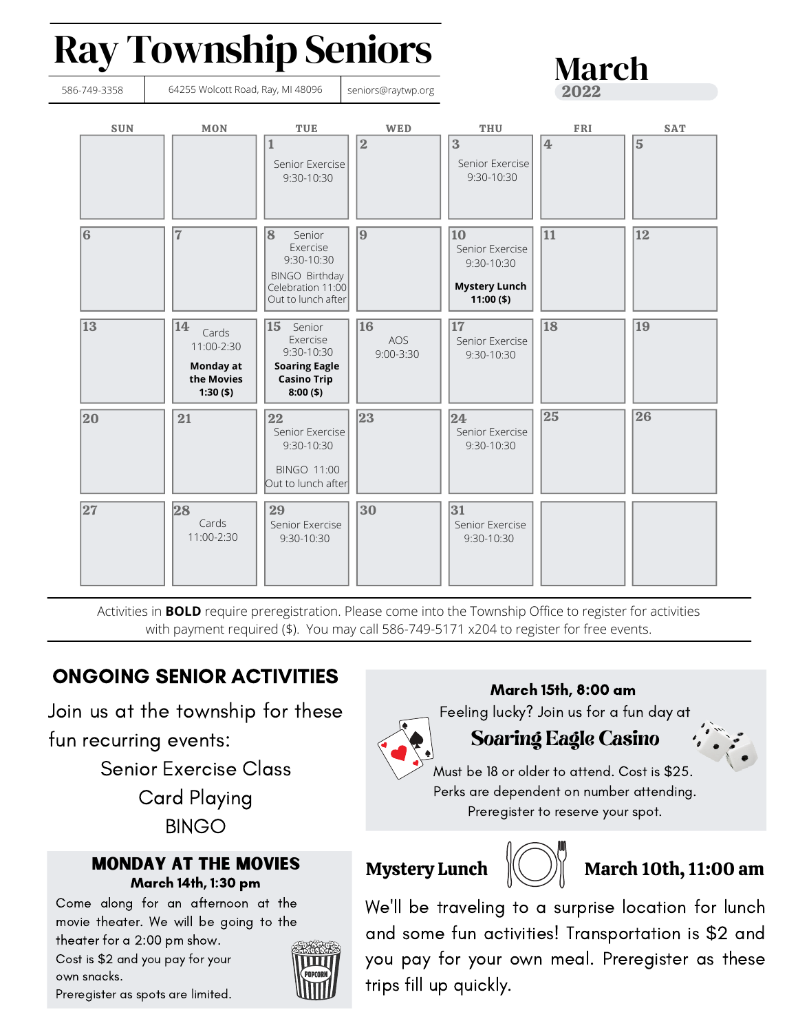# Ray Township Seniors

586-749-3358 | 64255 Wolcott Road, Ray, MI 48096 | seniors@raytwp.org

## March 2022

| SUN | MON | TUE | WED | THU | FRI | SAT |
|---|---|---|---|---|---|---|
| | | 1 Senior Exercise 9:30-10:30 | 2 | 3 Senior Exercise 9:30-10:30 | 4 | 5 |
| 6 | 7 | 8 Senior Exercise 9:30-10:30 BINGO Birthday Celebration 11:00 Out to lunch after | 9 | 10 Senior Exercise 9:30-10:30 **Mystery Lunch 11:00 ($)** | 11 | 12 |
| 13 | 14 Cards 11:00-2:30 **Monday at the Movies 1:30 ($)** | 15 Senior Exercise 9:30-10:30 **Soaring Eagle Casino Trip 8:00 ($)** | 16 AOS 9:00-3:30 | 17 Senior Exercise 9:30-10:30 | 18 | 19 |
| 20 | 21 | 22 Senior Exercise 9:30-10:30 BINGO 11:00 Out to lunch after | 23 | 24 Senior Exercise 9:30-10:30 | 25 | 26 |
| 27 | 28 Cards 11:00-2:30 | 29 Senior Exercise 9:30-10:30 | 30 | 31 Senior Exercise 9:30-10:30 | | |

Activities in **BOLD** require preregistration. Please come into the Township Office to register for activities with payment required ($). You may call 586-749-5171 x204 to register for free events.

## ONGOING SENIOR ACTIVITIES

Join us at the township for these fun recurring events:

Senior Exercise Class
Card Playing
BINGO

## MONDAY AT THE MOVIES

**March 14th, 1:30 pm**

Come along for an afternoon at the movie theater. We will be going to the theater for a 2:00 pm show.
Cost is $2 and you pay for your own snacks.
Preregister as spots are limited.

**March 15th, 8:00 am**

Feeling lucky? Join us for a fun day at

## Soaring Eagle Casino

Must be 18 or older to attend. Cost is $25.
Perks are dependent on number attending.
Preregister to reserve your spot.

## Mystery Lunch — March 10th, 11:00 am

We'll be traveling to a surprise location for lunch and some fun activities! Transportation is $2 and you pay for your own meal. Preregister as these trips fill up quickly.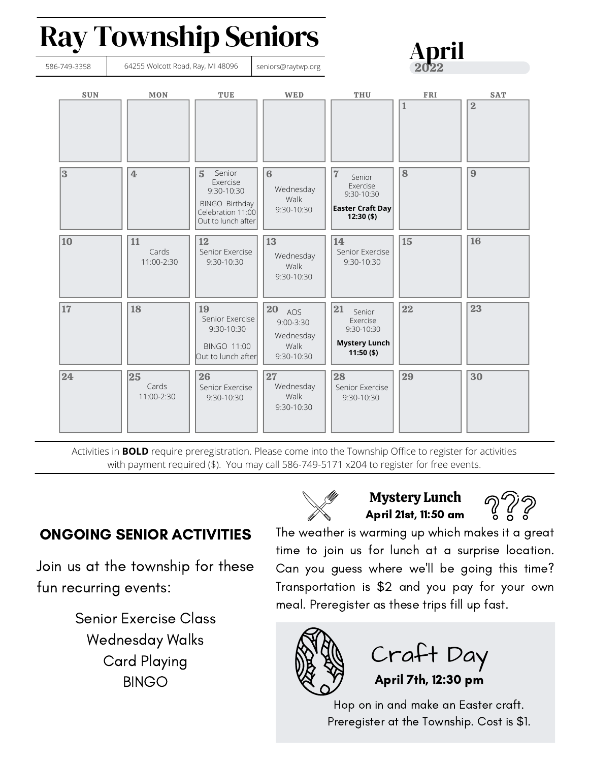# Ray Township Seniors

586-749-3358 | 64255 Wolcott Road, Ray, MI 48096 | seniors@raytwp.org

## April 2022

| SUN | MON | TUE | WED | THU | FRI | SAT |
|---|---|---|---|---|---|---|
| | | | | | 1 | 2 |
| 3 | 4 | 5 Senior Exercise 9:30-10:30<br>BINGO Birthday Celebration 11:00 Out to lunch after | 6 Wednesday Walk 9:30-10:30 | 7 Senior Exercise 9:30-10:30<br>**Easter Craft Day 12:30 ($)** | 8 | 9 |
| 10 | 11 Cards 11:00-2:30 | 12 Senior Exercise 9:30-10:30 | 13 Wednesday Walk 9:30-10:30 | 14 Senior Exercise 9:30-10:30 | 15 | 16 |
| 17 | 18 | 19 Senior Exercise 9:30-10:30<br>BINGO 11:00 Out to lunch after | 20 AOS 9:00-3:30<br>Wednesday Walk 9:30-10:30 | 21 Senior Exercise 9:30-10:30<br>**Mystery Lunch 11:50 ($)** | 22 | 23 |
| 24 | 25 Cards 11:00-2:30 | 26 Senior Exercise 9:30-10:30 | 27 Wednesday Walk 9:30-10:30 | 28 Senior Exercise 9:30-10:30 | 29 | 30 |

Activities in **BOLD** require preregistration. Please come into the Township Office to register for activities with payment required ($). You may call 586-749-5171 x204 to register for free events.

## ONGOING SENIOR ACTIVITIES

Join us at the township for these fun recurring events:

Senior Exercise Class
Wednesday Walks
Card Playing
BINGO

## Mystery Lunch

**April 21st, 11:50 am**

The weather is warming up which makes it a great time to join us for lunch at a surprise location. Can you guess where we'll be going this time? Transportation is $2 and you pay for your own meal. Preregister as these trips fill up fast.

## Craft Day

**April 7th, 12:30 pm**

Hop on in and make an Easter craft. Preregister at the Township. Cost is $1.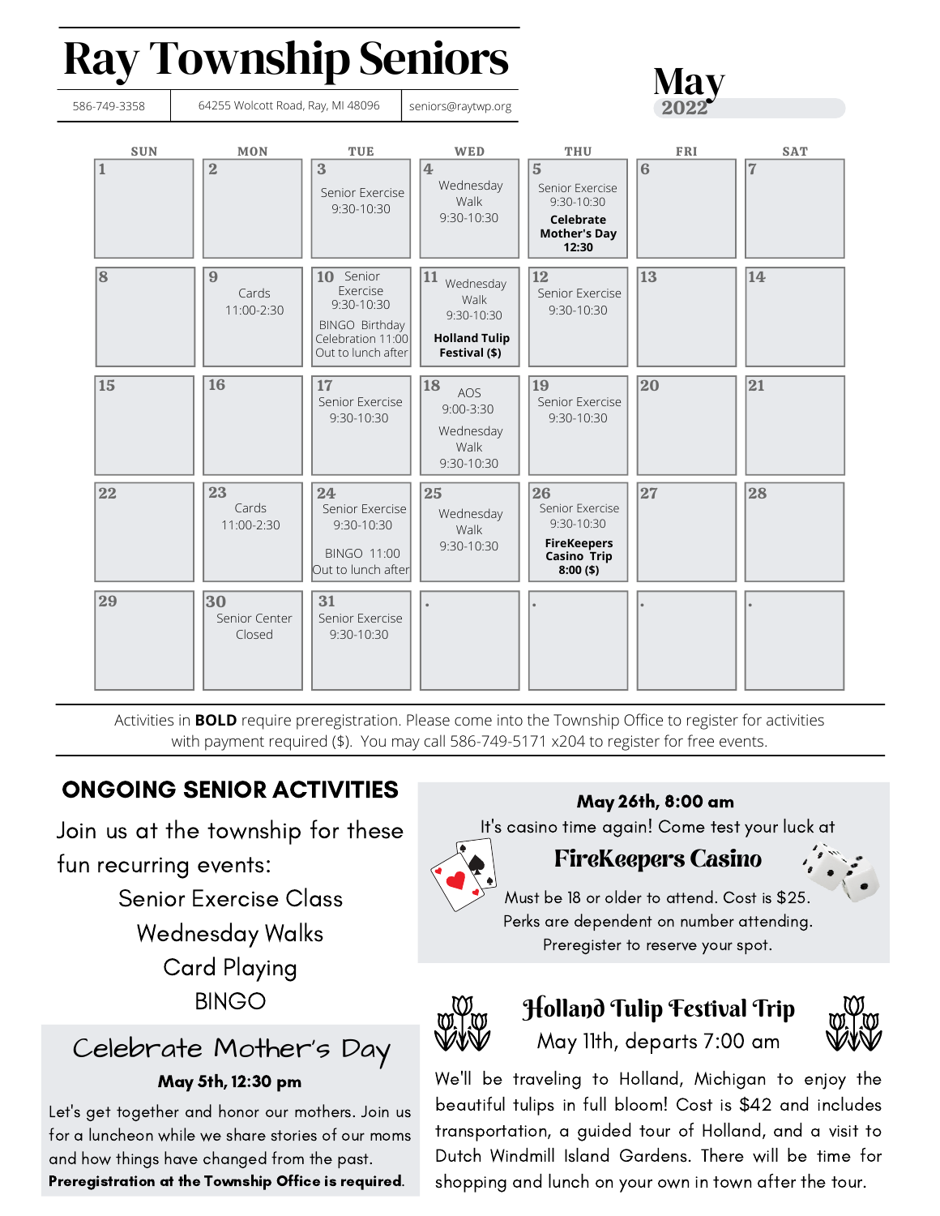# Ray Township Seniors

586-749-3358 | 64255 Wolcott Road, Ray, MI 48096 | seniors@raytwp.org

## May 2022

| SUN | MON | TUE | WED | THU | FRI | SAT |
|---|---|---|---|---|---|---|
| 1 | 2 | 3 Senior Exercise 9:30-10:30 | 4 Wednesday Walk 9:30-10:30 | 5 Senior Exercise 9:30-10:30 **Celebrate Mother's Day 12:30** | 6 | 7 |
| 8 | 9 Cards 11:00-2:30 | 10 Senior Exercise 9:30-10:30 BINGO Birthday Celebration 11:00 Out to lunch after | 11 Wednesday Walk 9:30-10:30 **Holland Tulip Festival ($)** | 12 Senior Exercise 9:30-10:30 | 13 | 14 |
| 15 | 16 | 17 Senior Exercise 9:30-10:30 | 18 AOS 9:00-3:30 Wednesday Walk 9:30-10:30 | 19 Senior Exercise 9:30-10:30 | 20 | 21 |
| 22 | 23 Cards 11:00-2:30 | 24 Senior Exercise 9:30-10:30 BINGO 11:00 Out to lunch after | 25 Wednesday Walk 9:30-10:30 | 26 Senior Exercise 9:30-10:30 **FireKeepers Casino Trip 8:00 ($)** | 27 | 28 |
| 29 | 30 Senior Center Closed | 31 Senior Exercise 9:30-10:30 | . | . | . | . |

Activities in **BOLD** require preregistration. Please come into the Township Office to register for activities with payment required ($). You may call 586-749-5171 x204 to register for free events.

## ONGOING SENIOR ACTIVITIES

Join us at the township for these fun recurring events:

Senior Exercise Class
Wednesday Walks
Card Playing
BINGO

## Celebrate Mother's Day

**May 5th, 12:30 pm**

Let's get together and honor our mothers. Join us for a luncheon while we share stories of our moms and how things have changed from the past. **Preregistration at the Township Office is required.**

**May 26th, 8:00 am**

It's casino time again! Come test your luck at

## FireKeepers Casino

Must be 18 or older to attend. Cost is $25.
Perks are dependent on number attending.
Preregister to reserve your spot.

## Holland Tulip Festival Trip

May 11th, departs 7:00 am

We'll be traveling to Holland, Michigan to enjoy the beautiful tulips in full bloom! Cost is $42 and includes transportation, a guided tour of Holland, and a visit to Dutch Windmill Island Gardens. There will be time for shopping and lunch on your own in town after the tour.